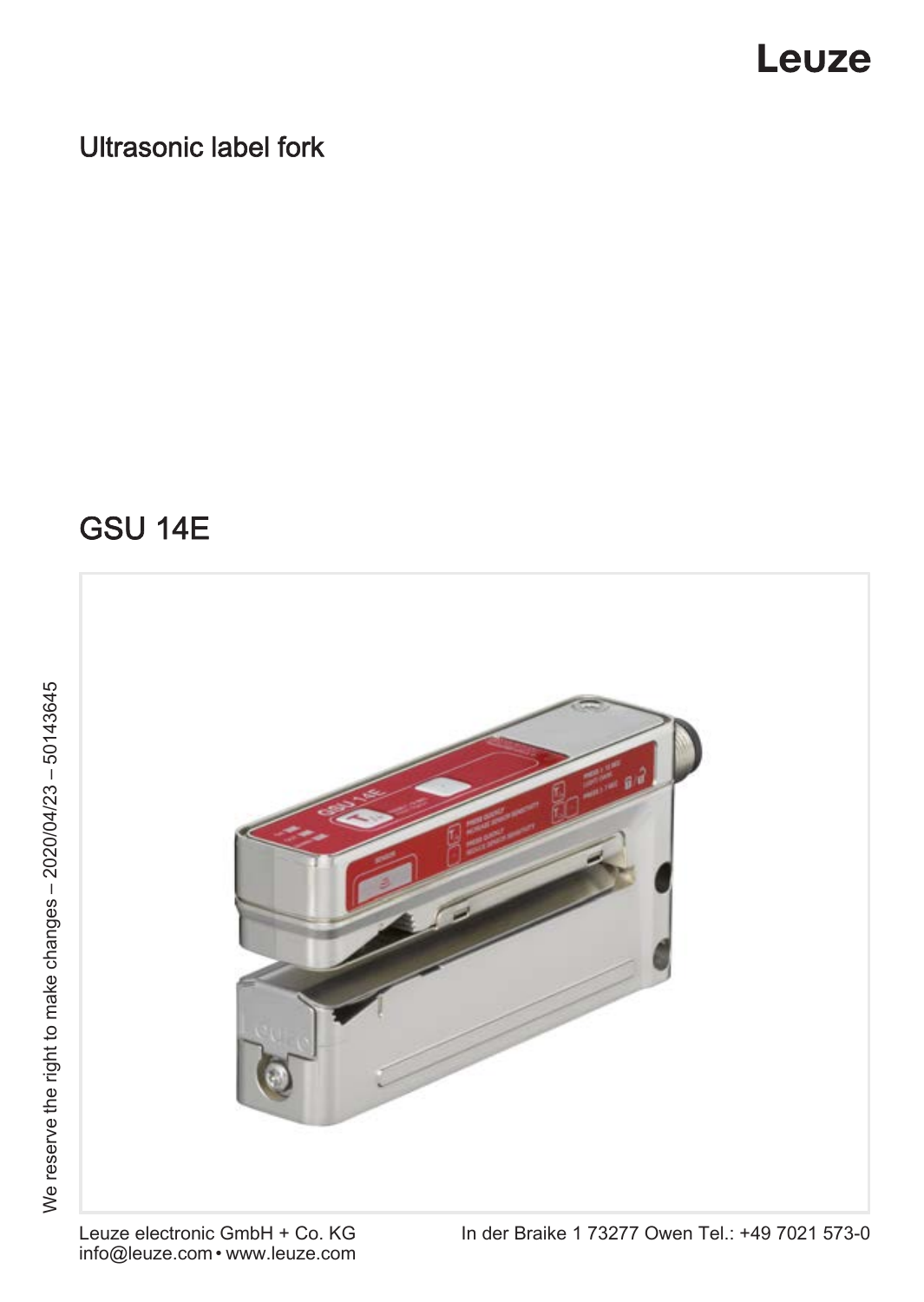Leuze

## Ultrasonic label fork

# GSU 14E

We reserve the right to make changes – 2020/04/23 – 50143645

Leuze electronic GmbH + Co. KG
info@leuze.com • www.leuze.com

In der Braike 1 73277 Owen Tel.: +49 7021 573-0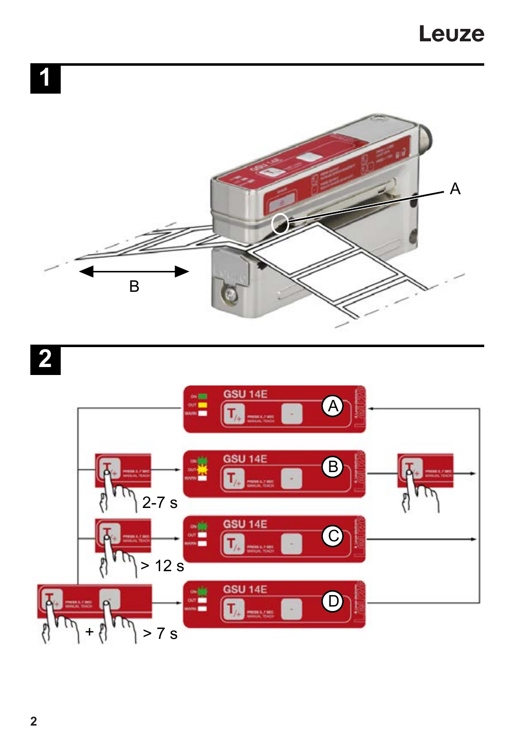# 1

A

B

# 2

A

B

C

D

2-7 s

> 12 s

+ > 7 s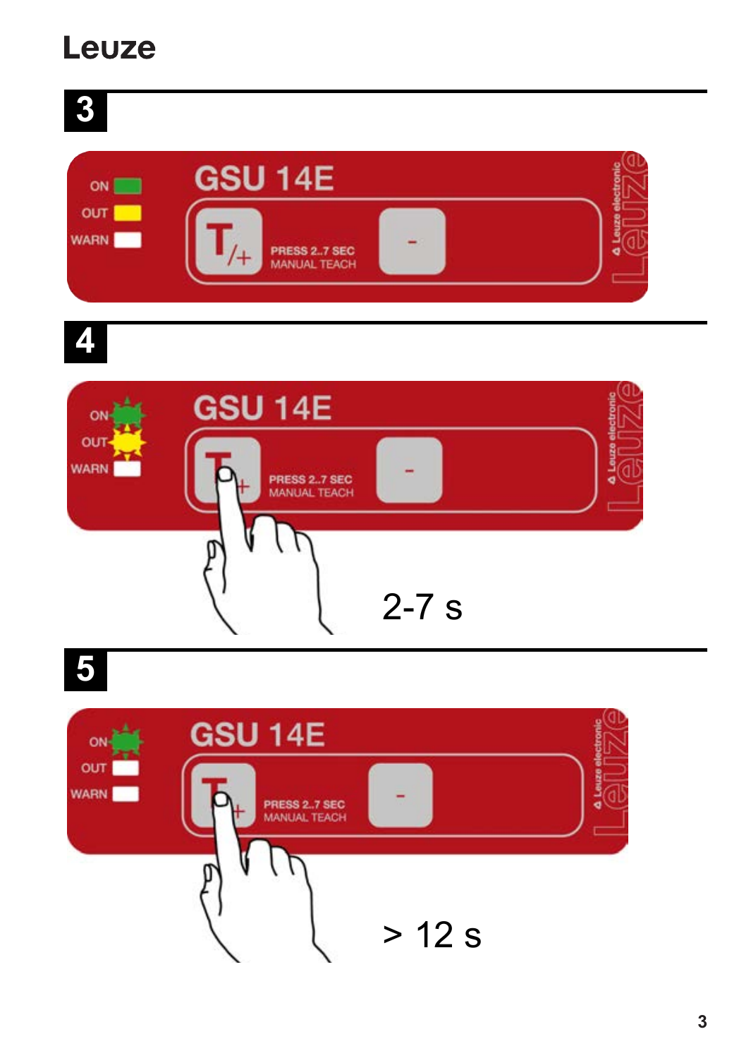## 3

GSU 14E

ON
OUT
WARN

T/+

PRESS 2..7 SEC
MANUAL TEACH

-

## 4

GSU 14E

ON
OUT
WARN

T/+

PRESS 2..7 SEC
MANUAL TEACH

-

2-7 s

## 5

GSU 14E

ON
OUT
WARN

T/+

PRESS 2..7 SEC
MANUAL TEACH

-

> 12 s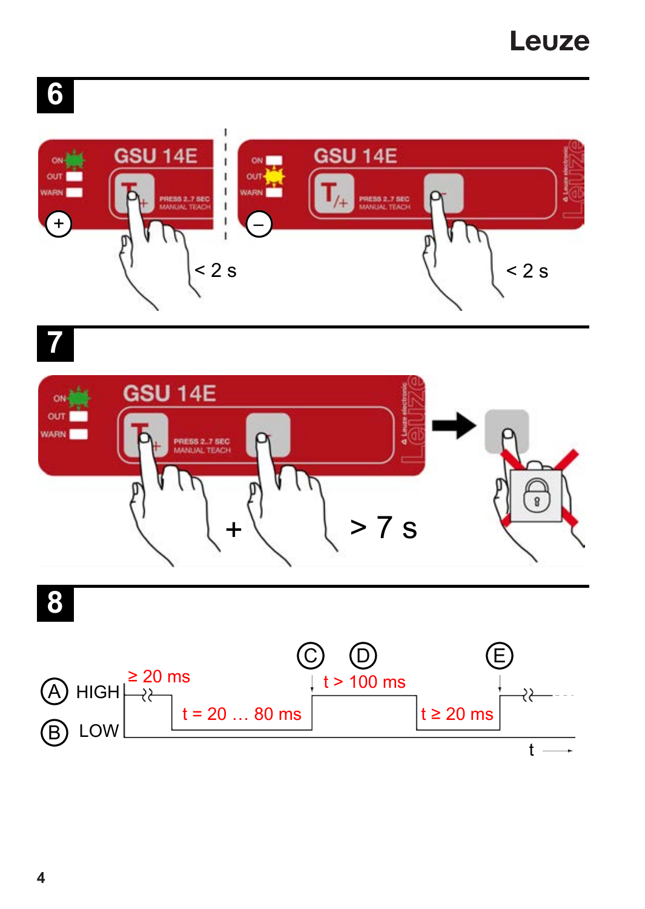## 6

GSU 14E

ON
OUT
WARN

PRESS 2..7 SEC
MANUAL TEACH

+

< 2 s

GSU 14E

ON
OUT
WARN

PRESS 2..7 SEC
MANUAL TEACH

–

< 2 s

## 7

GSU 14E

ON
OUT
WARN

PRESS 2..7 SEC
MANUAL TEACH

+

> 7 s

## 8

Ⓐ HIGH

Ⓑ LOW

≥ 20 ms

t = 20 … 80 ms

Ⓒ

Ⓓ

t > 100 ms

t ≥ 20 ms

Ⓔ

t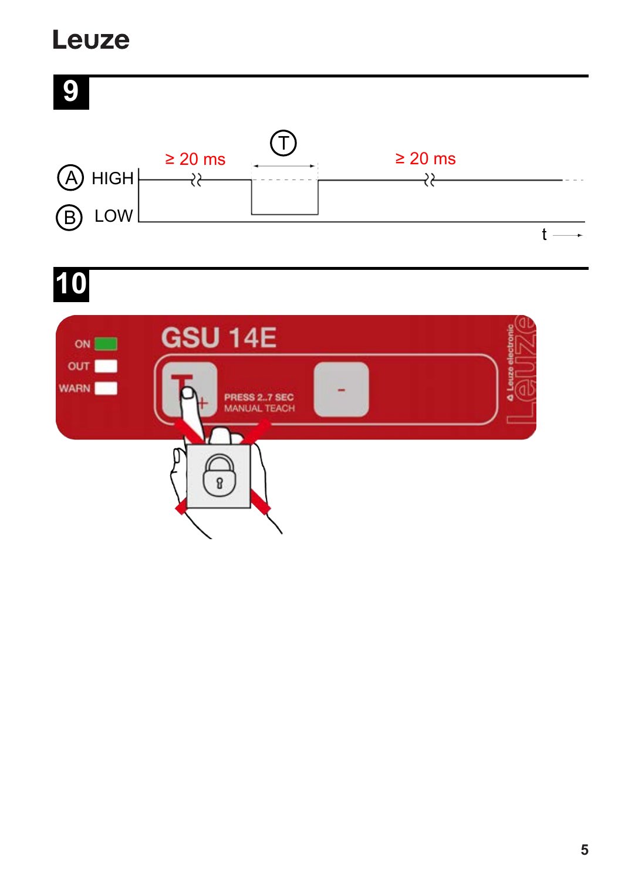# 9

Ⓐ HIGH

Ⓑ LOW

≥ 20 ms

Ⓣ

≥ 20 ms

t ⟶

# 10

ON

OUT

WARN

GSU 14E

T +

PRESS 2..7 SEC
MANUAL TEACH

-

Leuze electronic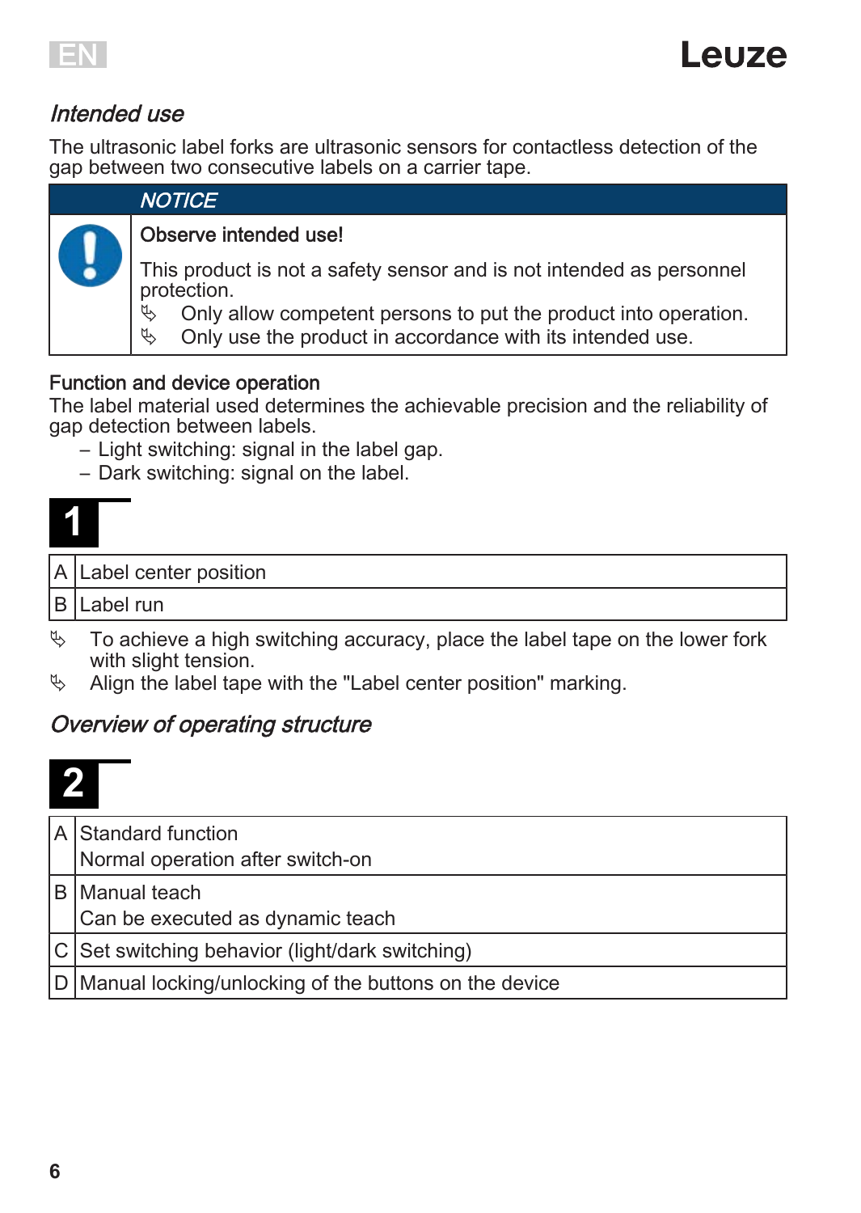## *Intended use*

The ultrasonic label forks are ultrasonic sensors for contactless detection of the gap between two consecutive labels on a carrier tape.

| | *NOTICE* |
|---|---|
| ❗ | **Observe intended use!**<br><br>This product is not a safety sensor and is not intended as personnel protection.<br>↳ Only allow competent persons to put the product into operation.<br>↳ Only use the product in accordance with its intended use. |

### Function and device operation

The label material used determines the achievable precision and the reliability of gap detection between labels.

- Light switching: signal in the label gap.
- Dark switching: signal on the label.

**1**

| | |
|---|---|
| A | Label center position |
| B | Label run |

↳ To achieve a high switching accuracy, place the label tape on the lower fork with slight tension.
↳ Align the label tape with the "Label center position" marking.

## *Overview of operating structure*

**2**

| | |
|---|---|
| A | Standard function<br>Normal operation after switch-on |
| B | Manual teach<br>Can be executed as dynamic teach |
| C | Set switching behavior (light/dark switching) |
| D | Manual locking/unlocking of the buttons on the device |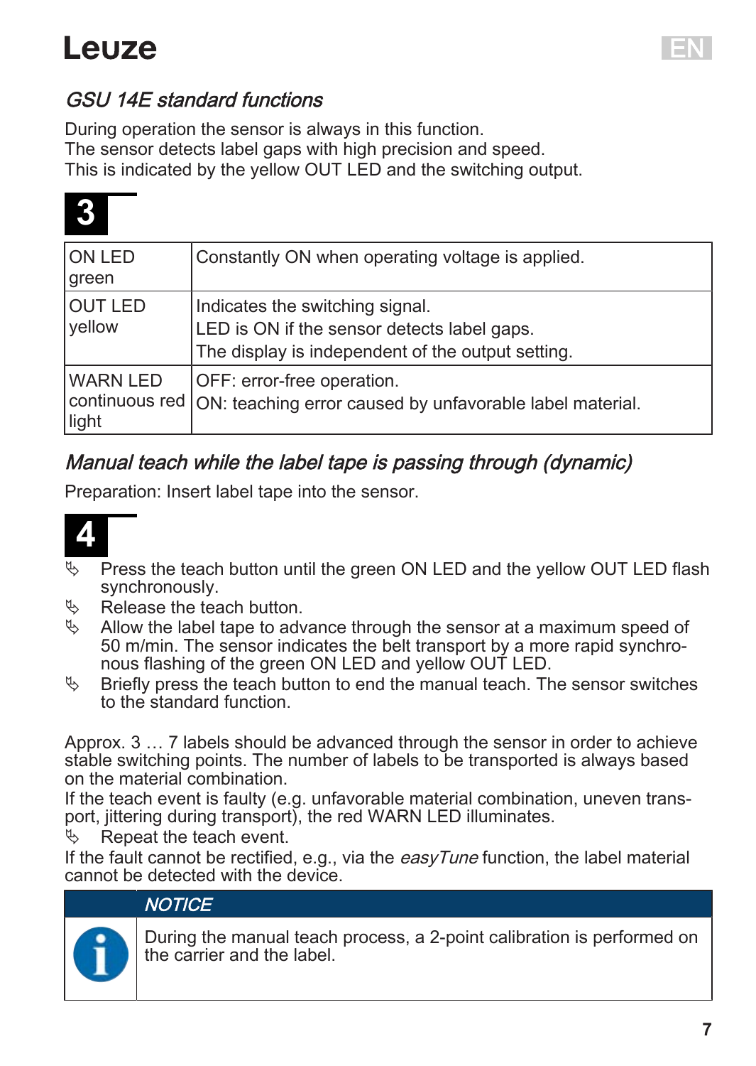## *GSU 14E standard functions*

During operation the sensor is always in this function.
The sensor detects label gaps with high precision and speed.
This is indicated by the yellow OUT LED and the switching output.

**3**

| | |
|---|---|
| ON LED green | Constantly ON when operating voltage is applied. |
| OUT LED yellow | Indicates the switching signal.<br>LED is ON if the sensor detects label gaps.<br>The display is independent of the output setting. |
| WARN LED continuous red light | OFF: error-free operation.<br>ON: teaching error caused by unfavorable label material. |

## *Manual teach while the label tape is passing through (dynamic)*

Preparation: Insert label tape into the sensor.

**4**

- Press the teach button until the green ON LED and the yellow OUT LED flash synchronously.
- Release the teach button.
- Allow the label tape to advance through the sensor at a maximum speed of 50 m/min. The sensor indicates the belt transport by a more rapid synchronous flashing of the green ON LED and yellow OUT LED.
- Briefly press the teach button to end the manual teach. The sensor switches to the standard function.

Approx. 3 … 7 labels should be advanced through the sensor in order to achieve stable switching points. The number of labels to be transported is always based on the material combination.
If the teach event is faulty (e.g. unfavorable material combination, uneven transport, jittering during transport), the red WARN LED illuminates.

- Repeat the teach event.

If the fault cannot be rectified, e.g., via the *easyTune* function, the label material cannot be detected with the device.

> ***NOTICE***
>
> During the manual teach process, a 2-point calibration is performed on the carrier and the label.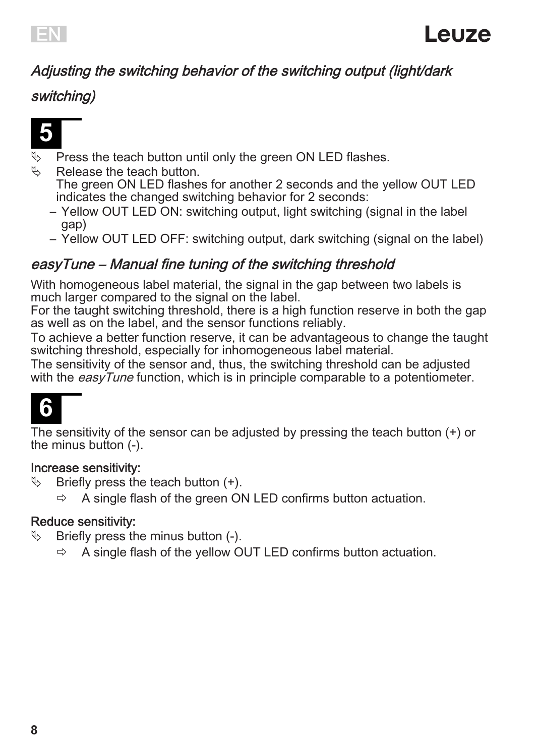## *Adjusting the switching behavior of the switching output (light/dark switching)*

**5**

- ✎ Press the teach button until only the green ON LED flashes.
- ✎ Release the teach button.
  The green ON LED flashes for another 2 seconds and the yellow OUT LED indicates the changed switching behavior for 2 seconds:
  - Yellow OUT LED ON: switching output, light switching (signal in the label gap)
  - Yellow OUT LED OFF: switching output, dark switching (signal on the label)

## *easyTune – Manual fine tuning of the switching threshold*

With homogeneous label material, the signal in the gap between two labels is much larger compared to the signal on the label.
For the taught switching threshold, there is a high function reserve in both the gap as well as on the label, and the sensor functions reliably.
To achieve a better function reserve, it can be advantageous to change the taught switching threshold, especially for inhomogeneous label material.
The sensitivity of the sensor and, thus, the switching threshold can be adjusted with the *easyTune* function, which is in principle comparable to a potentiometer.

**6**

The sensitivity of the sensor can be adjusted by pressing the teach button (+) or the minus button (-).

**Increase sensitivity:**

- ✎ Briefly press the teach button (+).
  - ⇨ A single flash of the green ON LED confirms button actuation.

**Reduce sensitivity:**

- ✎ Briefly press the minus button (-).
  - ⇨ A single flash of the yellow OUT LED confirms button actuation.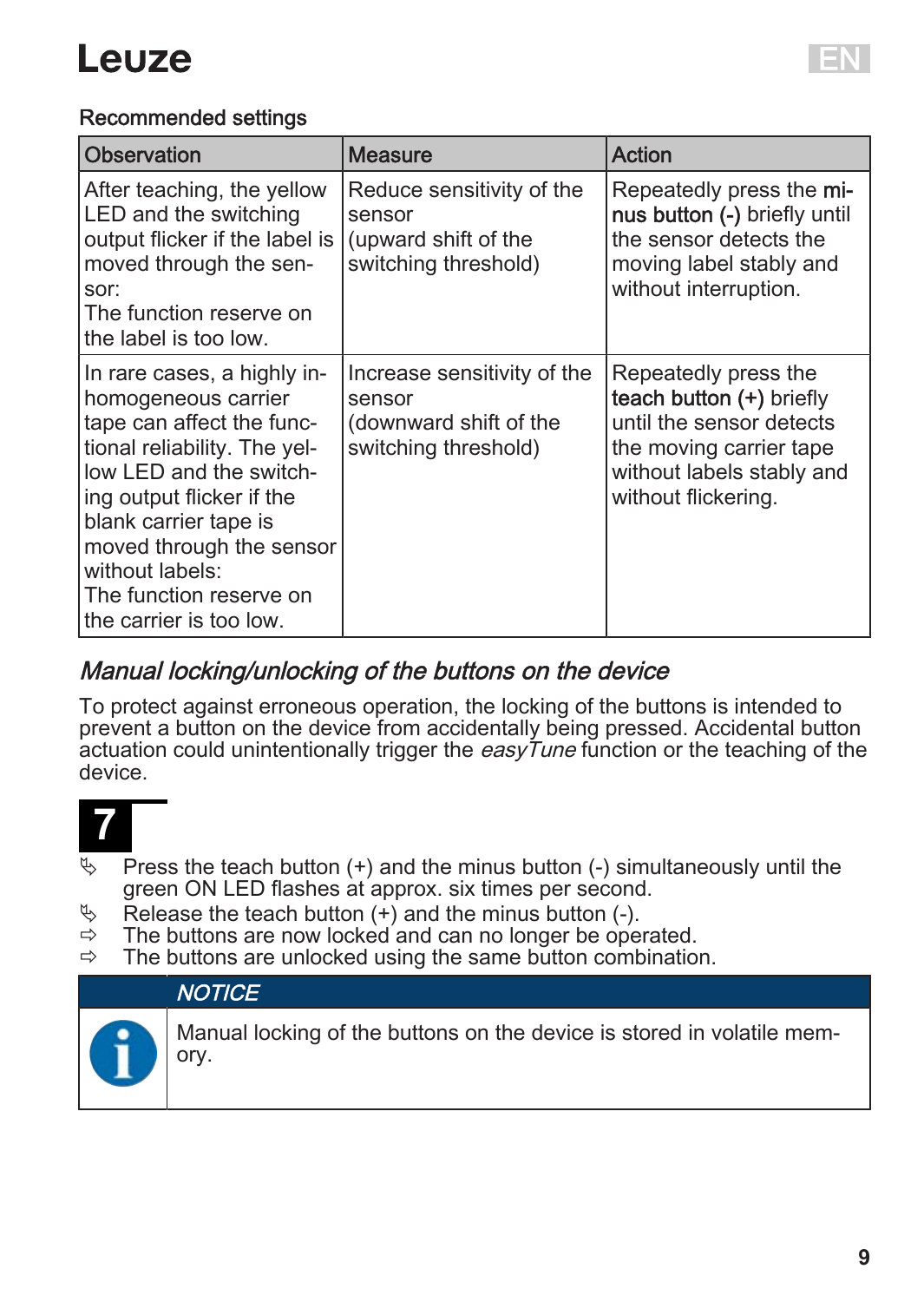Recommended settings

| Observation | Measure | Action |
|---|---|---|
| After teaching, the yellow LED and the switching output flicker if the label is moved through the sensor: The function reserve on the label is too low. | Reduce sensitivity of the sensor (upward shift of the switching threshold) | Repeatedly press the **minus button (-)** briefly until the sensor detects the moving label stably and without interruption. |
| In rare cases, a highly inhomogeneous carrier tape can affect the functional reliability. The yellow LED and the switching output flicker if the blank carrier tape is moved through the sensor without labels: The function reserve on the carrier is too low. | Increase sensitivity of the sensor (downward shift of the switching threshold) | Repeatedly press the **teach button (+)** briefly until the sensor detects the moving carrier tape without labels stably and without flickering. |

## *Manual locking/unlocking of the buttons on the device*

To protect against erroneous operation, the locking of the buttons is intended to prevent a button on the device from accidentally being pressed. Accidental button actuation could unintentionally trigger the *easyTune* function or the teaching of the device.

**7**

- ✎ Press the teach button (+) and the minus button (-) simultaneously until the green ON LED flashes at approx. six times per second.
- ✎ Release the teach button (+) and the minus button (-).
- ⇨ The buttons are now locked and can no longer be operated.
- ⇨ The buttons are unlocked using the same button combination.

> ***NOTICE***
>
> Manual locking of the buttons on the device is stored in volatile memory.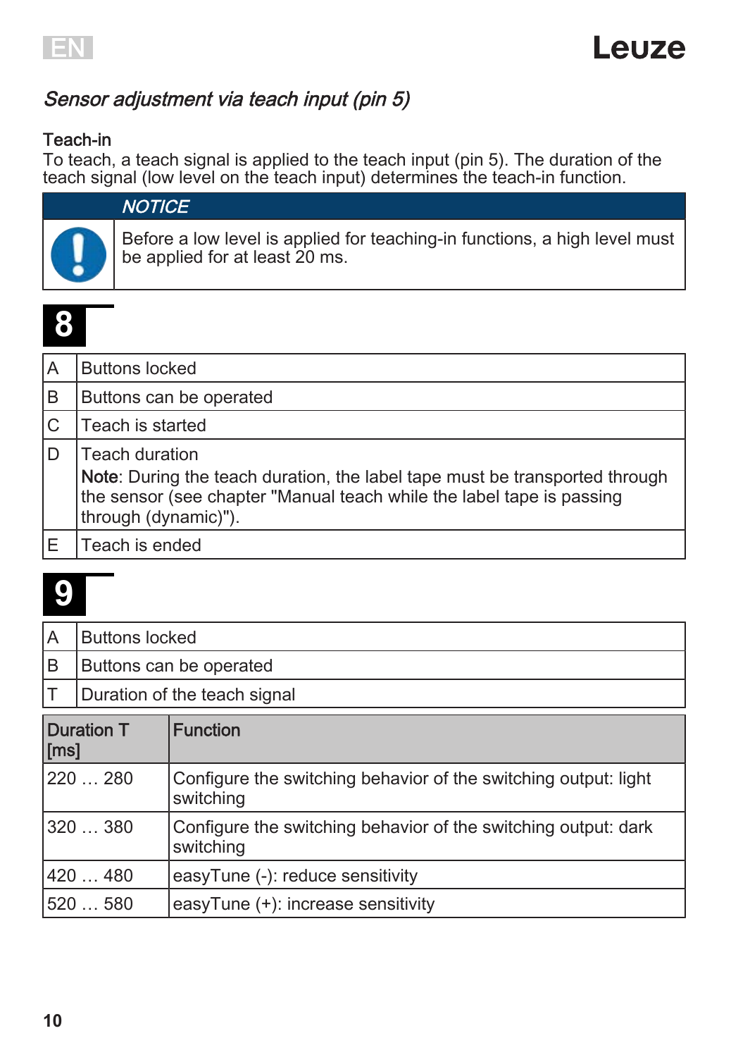## *Sensor adjustment via teach input (pin 5)*

### Teach-in

To teach, a teach signal is applied to the teach input (pin 5). The duration of the teach signal (low level on the teach input) determines the teach-in function.

> ***NOTICE***
>
> Before a low level is applied for teaching-in functions, a high level must be applied for at least 20 ms.

## 8

| | |
|---|---|
| A | Buttons locked |
| B | Buttons can be operated |
| C | Teach is started |
| D | Teach duration<br>**Note**: During the teach duration, the label tape must be transported through the sensor (see chapter "Manual teach while the label tape is passing through (dynamic)"). |
| E | Teach is ended |

## 9

| | |
|---|---|
| A | Buttons locked |
| B | Buttons can be operated |
| T | Duration of the teach signal |

| Duration T [ms] | Function |
|---|---|
| 220 … 280 | Configure the switching behavior of the switching output: light switching |
| 320 … 380 | Configure the switching behavior of the switching output: dark switching |
| 420 … 480 | easyTune (-): reduce sensitivity |
| 520 … 580 | easyTune (+): increase sensitivity |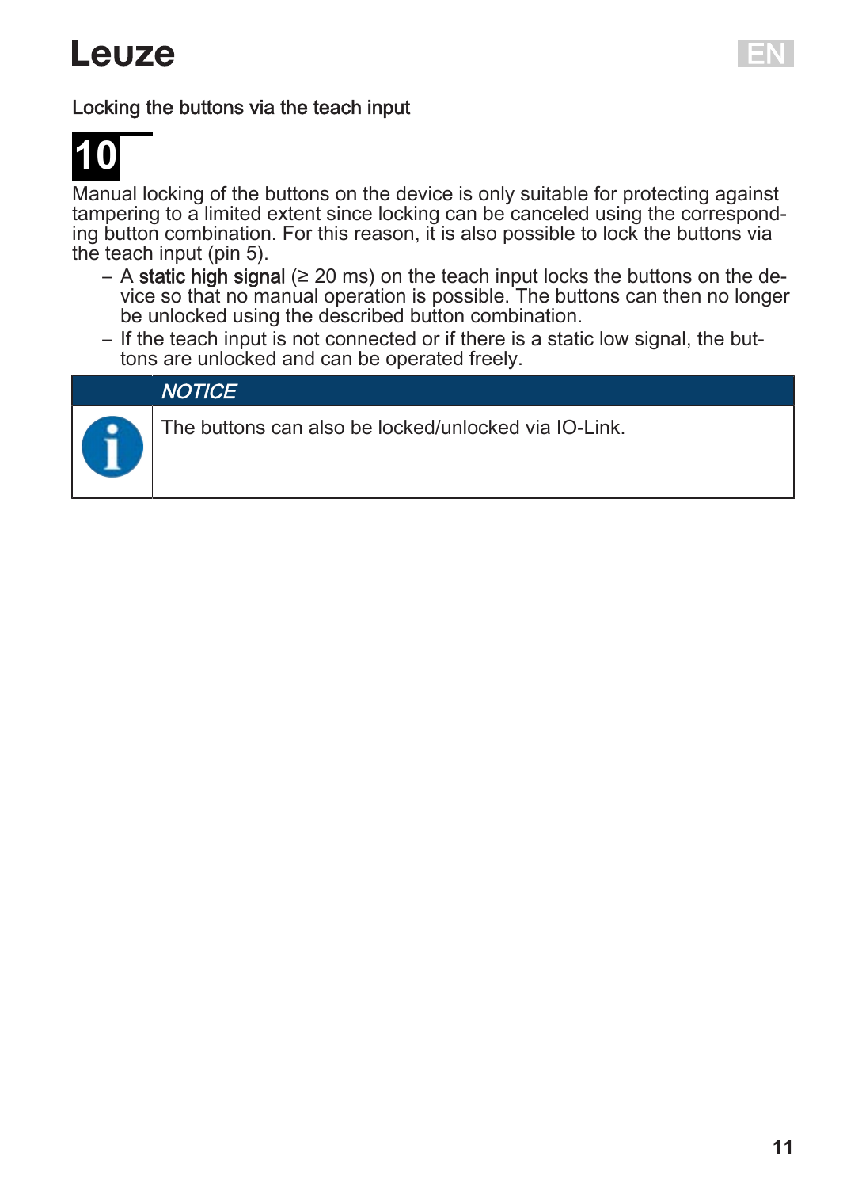## Locking the buttons via the teach input

**10**

Manual locking of the buttons on the device is only suitable for protecting against tampering to a limited extent since locking can be canceled using the corresponding button combination. For this reason, it is also possible to lock the buttons via the teach input (pin 5).

- A **static high signal** (≥ 20 ms) on the teach input locks the buttons on the device so that no manual operation is possible. The buttons can then no longer be unlocked using the described button combination.
- If the teach input is not connected or if there is a static low signal, the buttons are unlocked and can be operated freely.

> ***NOTICE***
>
> The buttons can also be locked/unlocked via IO-Link.